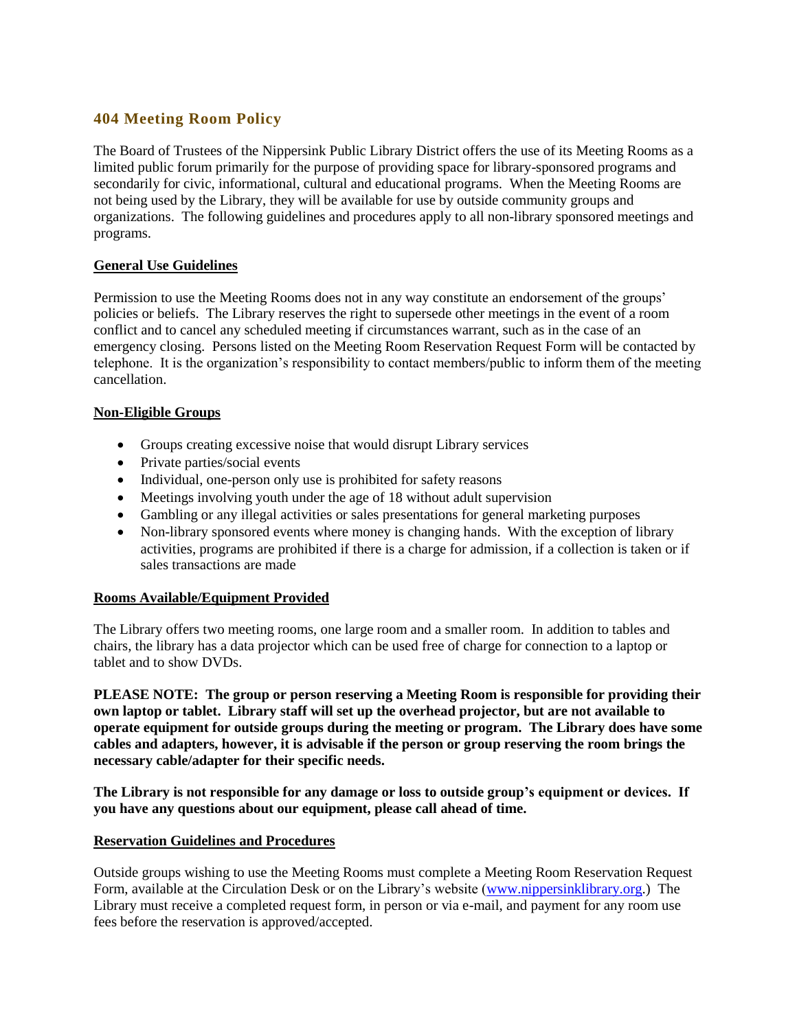# 404 Meeting Room Policy

The Board of Trustees of the Nippersink Public Library District offers the use of its Meeting Rooms as a limited public forum primarily for the purpose of providing space for library-sponsored programs and secondarily for civic, informational, cultural and educational programs. When the Meeting Rooms are not being used by the Library, they will be available for use by outside community groups and organizations. The following guidelines and procedures apply to all non-library sponsored meetings and programs.

## General Use Guidelines

Permission to use the Meeting Rooms does not in any way constitute an endorsement of the groups' policies or beliefs. The Library reserves the right to supersede other meetings in the event of a room conflict and to cancel any scheduled meeting if circumstances warrant, such as in the case of an emergency closing. Persons listed on the Meeting Room Reservation Request Form will be contacted by telephone. It is the organization's responsibility to contact members/public to inform them of the meeting cancellation.

## Non-Eligible Groups

- Groups creating excessive noise that would disrupt Library services
- Private parties/social events
- Individual, one-person only use is prohibited for safety reasons
- Meetings involving youth under the age of 18 without adult supervision
- Gambling or any illegal activities or sales presentations for general marketing purposes
- Non-library sponsored events where money is changing hands. With the exception of library activities, programs are prohibited if there is a charge for admission, if a collection is taken or if sales transactions are made

## Rooms Available/Equipment Provided

The Library offers two meeting rooms, one large room and a smaller room. In addition to tables and chairs, the library has a data projector which can be used free of charge for connection to a laptop or tablet and to show DVDs.

**PLEASE NOTE: The group or person reserving a Meeting Room is responsible for providing their own laptop or tablet. Library staff will set up the overhead projector, but are not available to operate equipment for outside groups during the meeting or program. The Library does have some cables and adapters, however, it is advisable if the person or group reserving the room brings the necessary cable/adapter for their specific needs.**

**The Library is not responsible for any damage or loss to outside group's equipment or devices. If you have any questions about our equipment, please call ahead of time.**

## Reservation Guidelines and Procedures

Outside groups wishing to use the Meeting Rooms must complete a Meeting Room Reservation Request Form, available at the Circulation Desk or on the Library's website (www.nippersinklibrary.org.) The Library must receive a completed request form, in person or via e-mail, and payment for any room use fees before the reservation is approved/accepted.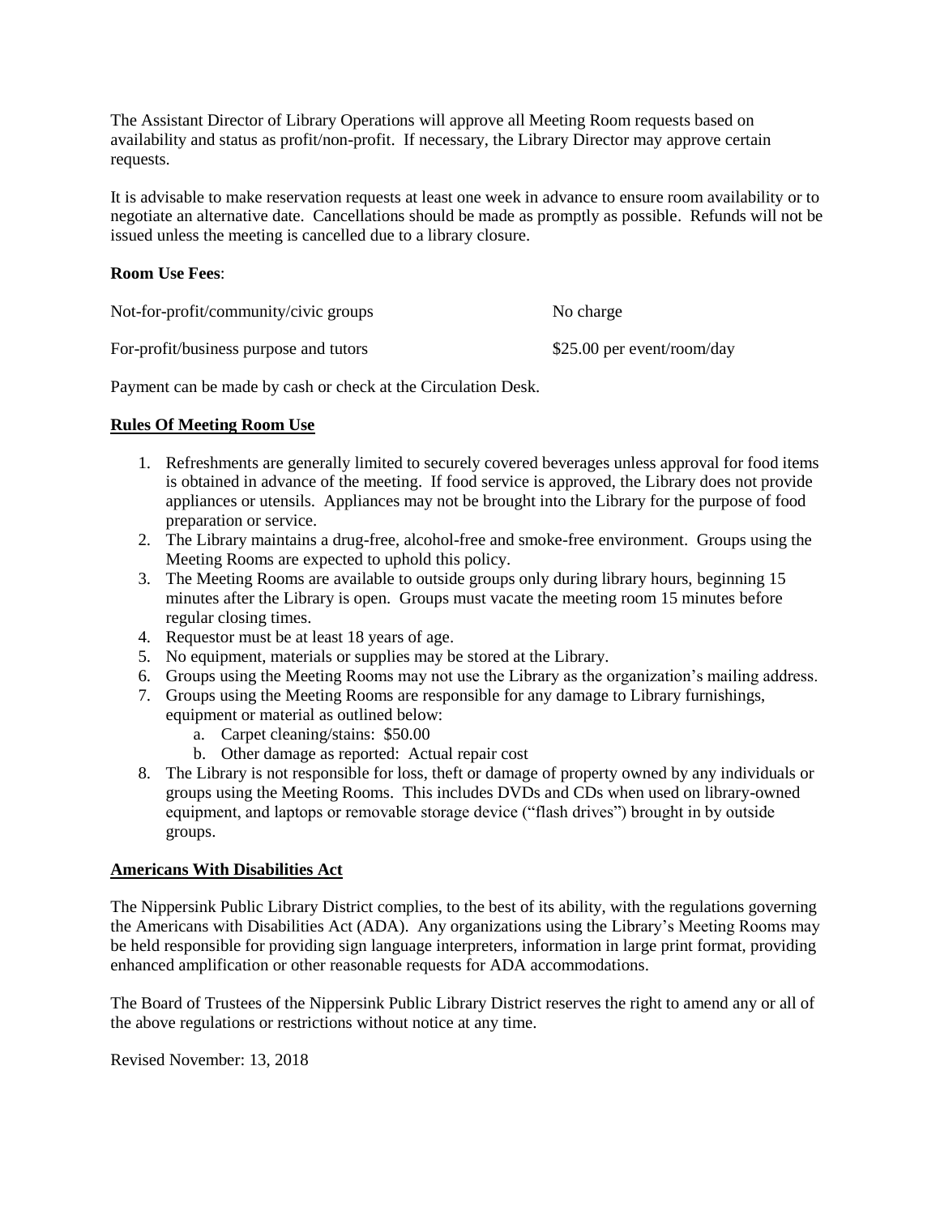The Assistant Director of Library Operations will approve all Meeting Room requests based on availability and status as profit/non-profit. If necessary, the Library Director may approve certain requests.

It is advisable to make reservation requests at least one week in advance to ensure room availability or to negotiate an alternative date. Cancellations should be made as promptly as possible. Refunds will not be issued unless the meeting is cancelled due to a library closure.

**Room Use Fees**:

| | |
|---|---|
| Not-for-profit/community/civic groups | No charge |
| For-profit/business purpose and tutors | $25.00 per event/room/day |

Payment can be made by cash or check at the Circulation Desk.

**Rules Of Meeting Room Use**

1. Refreshments are generally limited to securely covered beverages unless approval for food items is obtained in advance of the meeting. If food service is approved, the Library does not provide appliances or utensils. Appliances may not be brought into the Library for the purpose of food preparation or service.
2. The Library maintains a drug-free, alcohol-free and smoke-free environment. Groups using the Meeting Rooms are expected to uphold this policy.
3. The Meeting Rooms are available to outside groups only during library hours, beginning 15 minutes after the Library is open. Groups must vacate the meeting room 15 minutes before regular closing times.
4. Requestor must be at least 18 years of age.
5. No equipment, materials or supplies may be stored at the Library.
6. Groups using the Meeting Rooms may not use the Library as the organization's mailing address.
7. Groups using the Meeting Rooms are responsible for any damage to Library furnishings, equipment or material as outlined below:
    a. Carpet cleaning/stains: $50.00
    b. Other damage as reported: Actual repair cost
8. The Library is not responsible for loss, theft or damage of property owned by any individuals or groups using the Meeting Rooms. This includes DVDs and CDs when used on library-owned equipment, and laptops or removable storage device ("flash drives") brought in by outside groups.

**Americans With Disabilities Act**

The Nippersink Public Library District complies, to the best of its ability, with the regulations governing the Americans with Disabilities Act (ADA). Any organizations using the Library's Meeting Rooms may be held responsible for providing sign language interpreters, information in large print format, providing enhanced amplification or other reasonable requests for ADA accommodations.

The Board of Trustees of the Nippersink Public Library District reserves the right to amend any or all of the above regulations or restrictions without notice at any time.

Revised November: 13, 2018